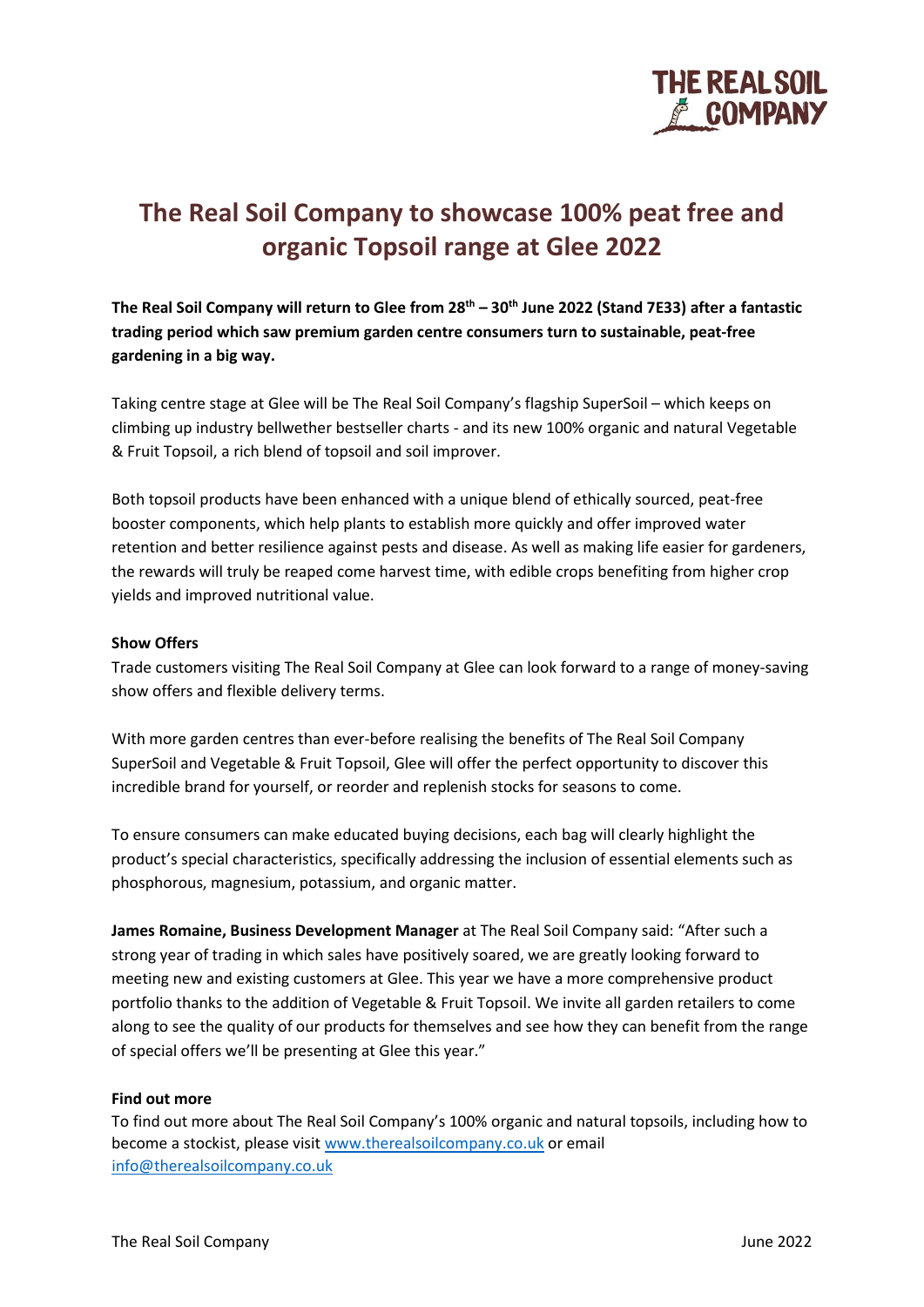# The Real Soil Company to showcase 100% peat free and organic Topsoil range at Glee 2022

**The Real Soil Company will return to Glee from 28th – 30th June 2022 (Stand 7E33) after a fantastic trading period which saw premium garden centre consumers turn to sustainable, peat-free gardening in a big way.**

Taking centre stage at Glee will be The Real Soil Company's flagship SuperSoil – which keeps on climbing up industry bellwether bestseller charts - and its new 100% organic and natural Vegetable & Fruit Topsoil, a rich blend of topsoil and soil improver.

Both topsoil products have been enhanced with a unique blend of ethically sourced, peat-free booster components, which help plants to establish more quickly and offer improved water retention and better resilience against pests and disease. As well as making life easier for gardeners, the rewards will truly be reaped come harvest time, with edible crops benefiting from higher crop yields and improved nutritional value.

**Show Offers**

Trade customers visiting The Real Soil Company at Glee can look forward to a range of money-saving show offers and flexible delivery terms.

With more garden centres than ever-before realising the benefits of The Real Soil Company SuperSoil and Vegetable & Fruit Topsoil, Glee will offer the perfect opportunity to discover this incredible brand for yourself, or reorder and replenish stocks for seasons to come.

To ensure consumers can make educated buying decisions, each bag will clearly highlight the product's special characteristics, specifically addressing the inclusion of essential elements such as phosphorous, magnesium, potassium, and organic matter.

**James Romaine, Business Development Manager** at The Real Soil Company said: "After such a strong year of trading in which sales have positively soared, we are greatly looking forward to meeting new and existing customers at Glee. This year we have a more comprehensive product portfolio thanks to the addition of Vegetable & Fruit Topsoil. We invite all garden retailers to come along to see the quality of our products for themselves and see how they can benefit from the range of special offers we'll be presenting at Glee this year."

**Find out more**

To find out more about The Real Soil Company's 100% organic and natural topsoils, including how to become a stockist, please visit www.therealsoilcompany.co.uk or email info@therealsoilcompany.co.uk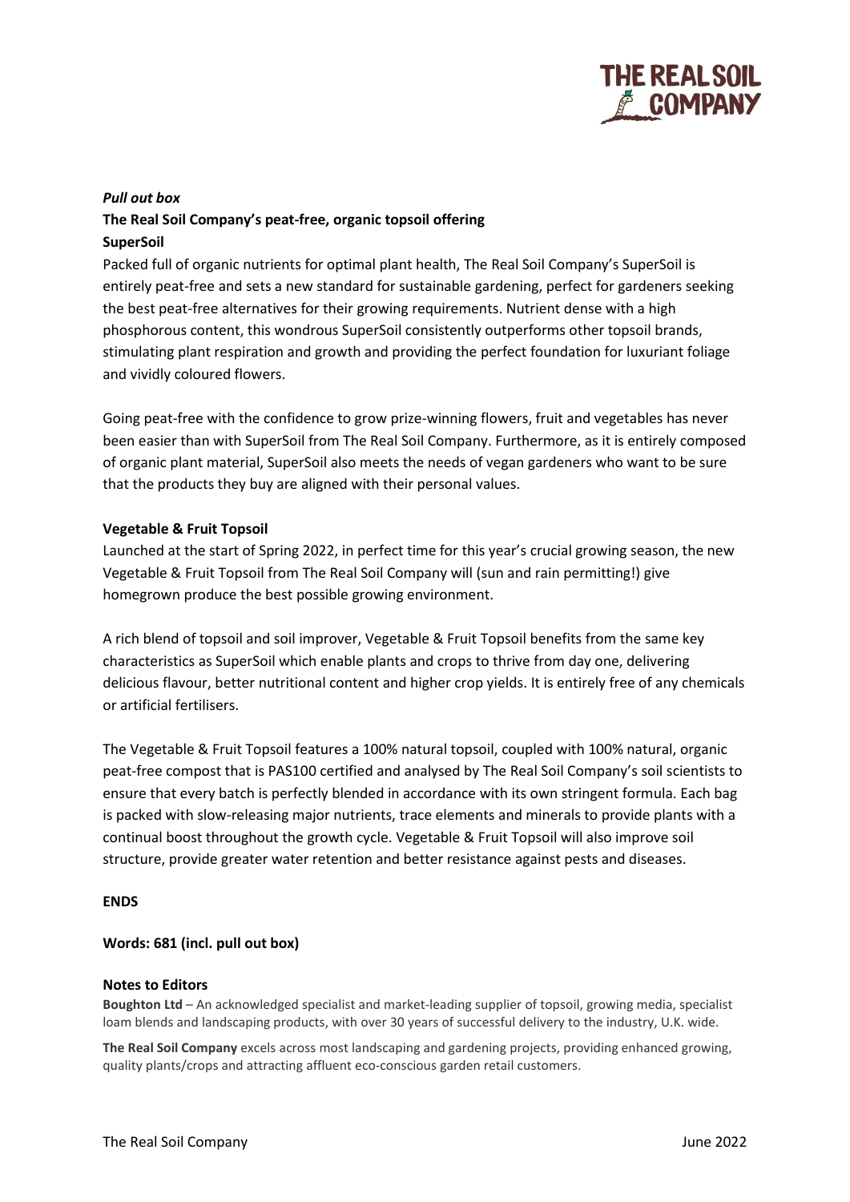***Pull out box***

**The Real Soil Company's peat-free, organic topsoil offering**

**SuperSoil**

Packed full of organic nutrients for optimal plant health, The Real Soil Company's SuperSoil is entirely peat-free and sets a new standard for sustainable gardening, perfect for gardeners seeking the best peat-free alternatives for their growing requirements. Nutrient dense with a high phosphorous content, this wondrous SuperSoil consistently outperforms other topsoil brands, stimulating plant respiration and growth and providing the perfect foundation for luxuriant foliage and vividly coloured flowers.

Going peat-free with the confidence to grow prize-winning flowers, fruit and vegetables has never been easier than with SuperSoil from The Real Soil Company. Furthermore, as it is entirely composed of organic plant material, SuperSoil also meets the needs of vegan gardeners who want to be sure that the products they buy are aligned with their personal values.

**Vegetable & Fruit Topsoil**

Launched at the start of Spring 2022, in perfect time for this year's crucial growing season, the new Vegetable & Fruit Topsoil from The Real Soil Company will (sun and rain permitting!) give homegrown produce the best possible growing environment.

A rich blend of topsoil and soil improver, Vegetable & Fruit Topsoil benefits from the same key characteristics as SuperSoil which enable plants and crops to thrive from day one, delivering delicious flavour, better nutritional content and higher crop yields. It is entirely free of any chemicals or artificial fertilisers.

The Vegetable & Fruit Topsoil features a 100% natural topsoil, coupled with 100% natural, organic peat-free compost that is PAS100 certified and analysed by The Real Soil Company's soil scientists to ensure that every batch is perfectly blended in accordance with its own stringent formula. Each bag is packed with slow-releasing major nutrients, trace elements and minerals to provide plants with a continual boost throughout the growth cycle. Vegetable & Fruit Topsoil will also improve soil structure, provide greater water retention and better resistance against pests and diseases.

**ENDS**

**Words: 681 (incl. pull out box)**

**Notes to Editors**

**Boughton Ltd** – An acknowledged specialist and market-leading supplier of topsoil, growing media, specialist loam blends and landscaping products, with over 30 years of successful delivery to the industry, U.K. wide.

**The Real Soil Company** excels across most landscaping and gardening projects, providing enhanced growing, quality plants/crops and attracting affluent eco-conscious garden retail customers.